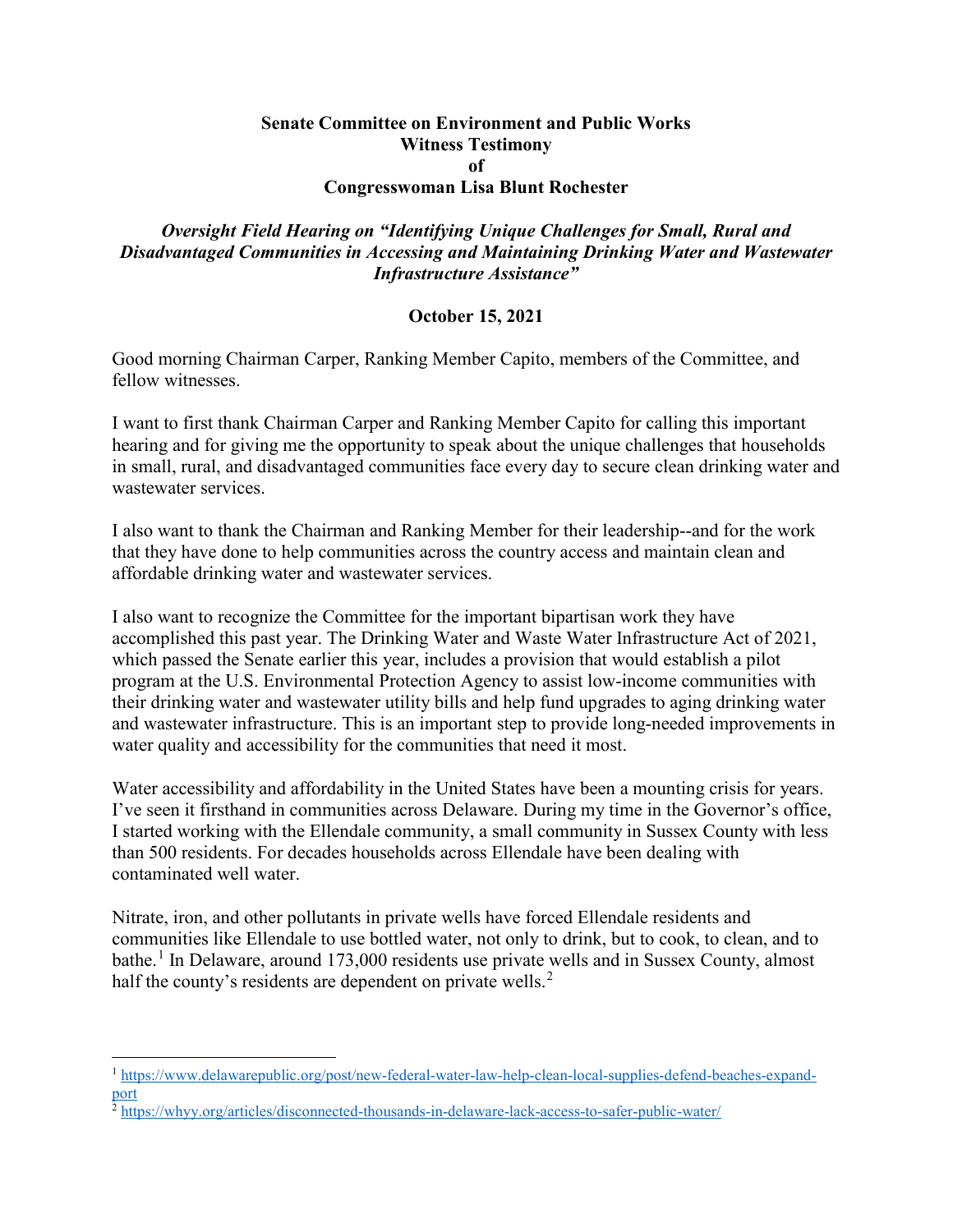**Senate Committee on Environment and Public Works**
**Witness Testimony**
**of**
**Congresswoman Lisa Blunt Rochester**

***Oversight Field Hearing on "Identifying Unique Challenges for Small, Rural and Disadvantaged Communities in Accessing and Maintaining Drinking Water and Wastewater Infrastructure Assistance"***

**October 15, 2021**

Good morning Chairman Carper, Ranking Member Capito, members of the Committee, and fellow witnesses.

I want to first thank Chairman Carper and Ranking Member Capito for calling this important hearing and for giving me the opportunity to speak about the unique challenges that households in small, rural, and disadvantaged communities face every day to secure clean drinking water and wastewater services.

I also want to thank the Chairman and Ranking Member for their leadership--and for the work that they have done to help communities across the country access and maintain clean and affordable drinking water and wastewater services.

I also want to recognize the Committee for the important bipartisan work they have accomplished this past year. The Drinking Water and Waste Water Infrastructure Act of 2021, which passed the Senate earlier this year, includes a provision that would establish a pilot program at the U.S. Environmental Protection Agency to assist low-income communities with their drinking water and wastewater utility bills and help fund upgrades to aging drinking water and wastewater infrastructure. This is an important step to provide long-needed improvements in water quality and accessibility for the communities that need it most.

Water accessibility and affordability in the United States have been a mounting crisis for years. I've seen it firsthand in communities across Delaware. During my time in the Governor's office, I started working with the Ellendale community, a small community in Sussex County with less than 500 residents. For decades households across Ellendale have been dealing with contaminated well water.

Nitrate, iron, and other pollutants in private wells have forced Ellendale residents and communities like Ellendale to use bottled water, not only to drink, but to cook, to clean, and to bathe.[1] In Delaware, around 173,000 residents use private wells and in Sussex County, almost half the county's residents are dependent on private wells.[2]

---

[1] https://www.delawarepublic.org/post/new-federal-water-law-help-clean-local-supplies-defend-beaches-expand-port

[2] https://whyy.org/articles/disconnected-thousands-in-delaware-lack-access-to-safer-public-water/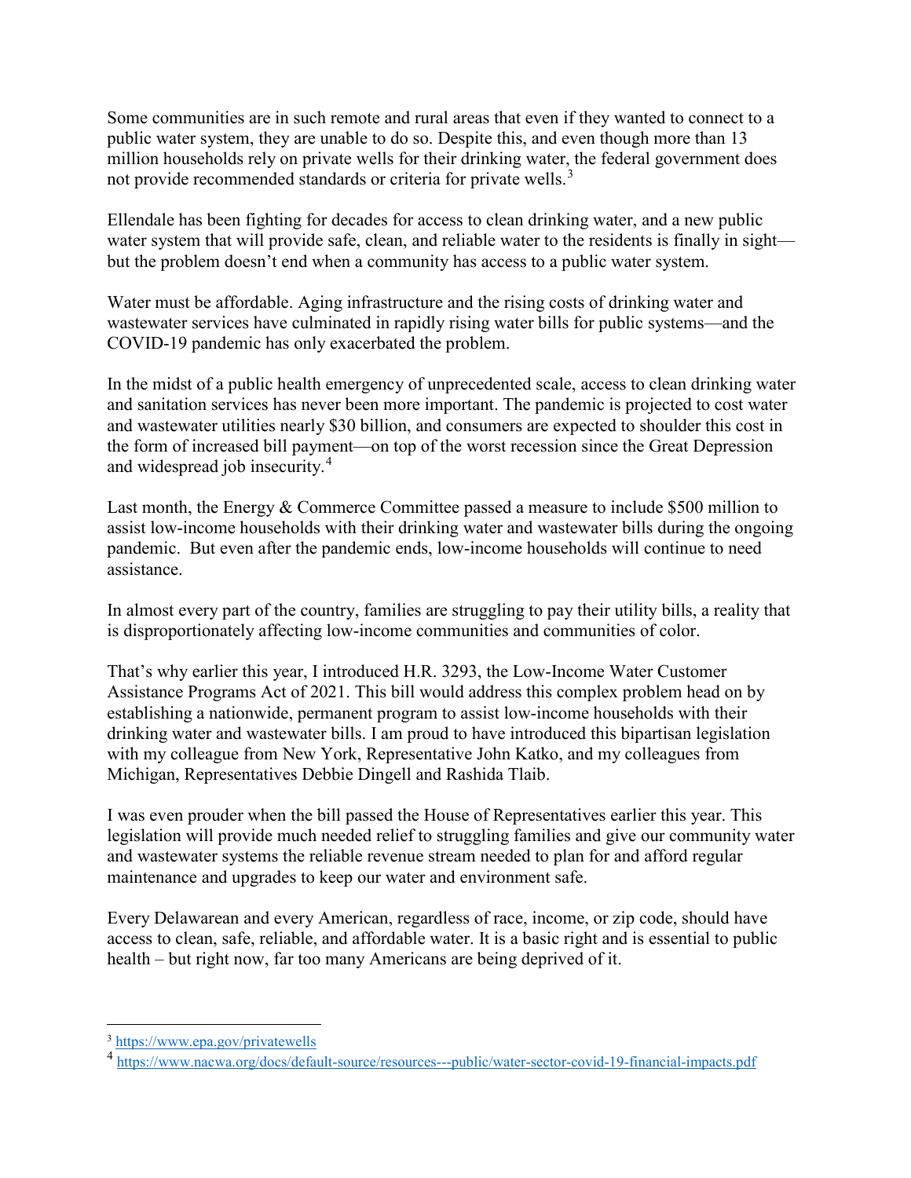Some communities are in such remote and rural areas that even if they wanted to connect to a public water system, they are unable to do so. Despite this, and even though more than 13 million households rely on private wells for their drinking water, the federal government does not provide recommended standards or criteria for private wells.[3]

Ellendale has been fighting for decades for access to clean drinking water, and a new public water system that will provide safe, clean, and reliable water to the residents is finally in sight—but the problem doesn't end when a community has access to a public water system.

Water must be affordable. Aging infrastructure and the rising costs of drinking water and wastewater services have culminated in rapidly rising water bills for public systems—and the COVID-19 pandemic has only exacerbated the problem.

In the midst of a public health emergency of unprecedented scale, access to clean drinking water and sanitation services has never been more important. The pandemic is projected to cost water and wastewater utilities nearly $30 billion, and consumers are expected to shoulder this cost in the form of increased bill payment—on top of the worst recession since the Great Depression and widespread job insecurity.[4]

Last month, the Energy & Commerce Committee passed a measure to include $500 million to assist low-income households with their drinking water and wastewater bills during the ongoing pandemic. But even after the pandemic ends, low-income households will continue to need assistance.

In almost every part of the country, families are struggling to pay their utility bills, a reality that is disproportionately affecting low-income communities and communities of color.

That's why earlier this year, I introduced H.R. 3293, the Low-Income Water Customer Assistance Programs Act of 2021. This bill would address this complex problem head on by establishing a nationwide, permanent program to assist low-income households with their drinking water and wastewater bills. I am proud to have introduced this bipartisan legislation with my colleague from New York, Representative John Katko, and my colleagues from Michigan, Representatives Debbie Dingell and Rashida Tlaib.

I was even prouder when the bill passed the House of Representatives earlier this year. This legislation will provide much needed relief to struggling families and give our community water and wastewater systems the reliable revenue stream needed to plan for and afford regular maintenance and upgrades to keep our water and environment safe.

Every Delawarean and every American, regardless of race, income, or zip code, should have access to clean, safe, reliable, and affordable water. It is a basic right and is essential to public health – but right now, far too many Americans are being deprived of it.

---

[3] https://www.epa.gov/privatewells

[4] https://www.nacwa.org/docs/default-source/resources---public/water-sector-covid-19-financial-impacts.pdf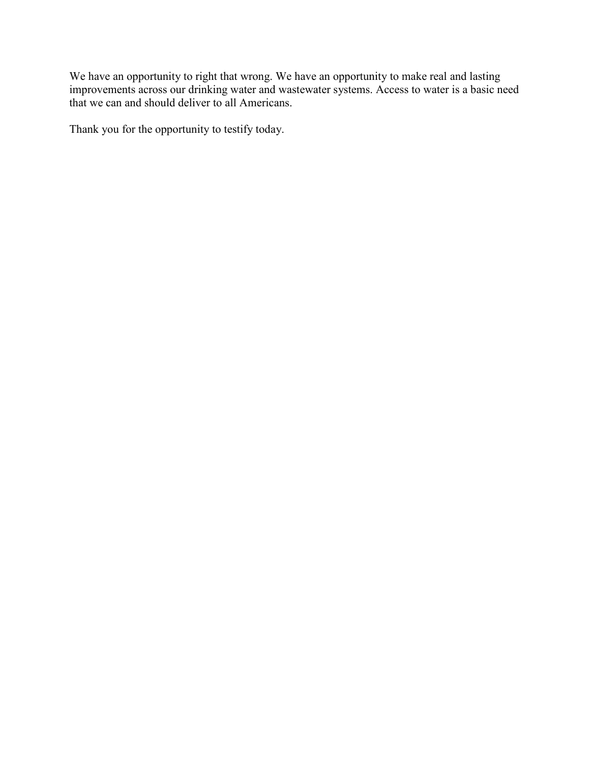We have an opportunity to right that wrong. We have an opportunity to make real and lasting improvements across our drinking water and wastewater systems. Access to water is a basic need that we can and should deliver to all Americans.

Thank you for the opportunity to testify today.